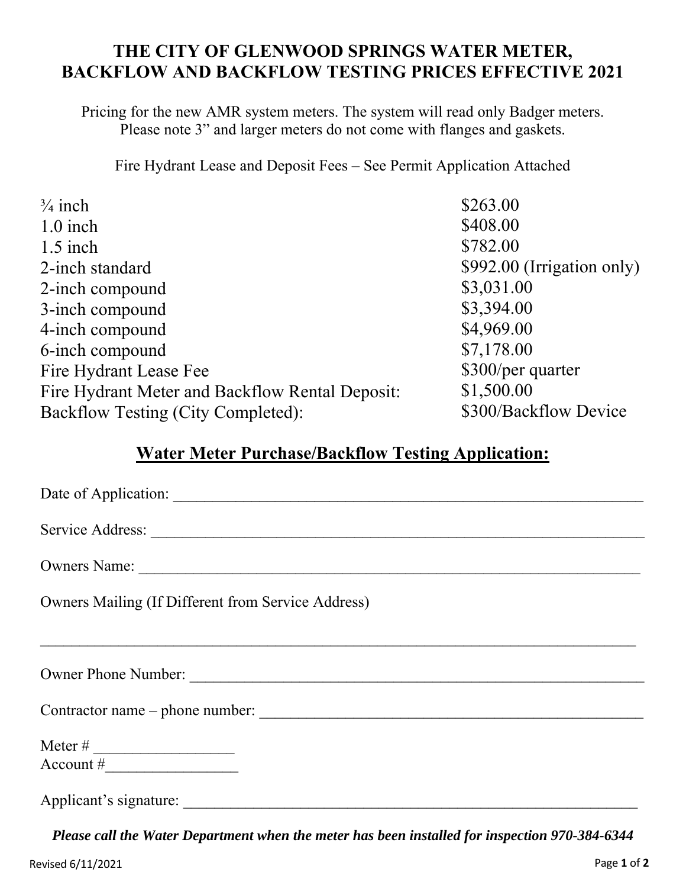# THE CITY OF GLENWOOD SPRINGS WATER METER, BACKFLOW AND BACKFLOW TESTING PRICES EFFECTIVE 2021

Pricing for the new AMR system meters. The system will read only Badger meters.
Please note 3" and larger meters do not come with flanges and gaskets.

Fire Hydrant Lease and Deposit Fees – See Permit Application Attached

| Item | Price |
| --- | --- |
| ¾ inch | $263.00 |
| 1.0 inch | $408.00 |
| 1.5 inch | $782.00 |
| 2-inch standard | $992.00 (Irrigation only) |
| 2-inch compound | $3,031.00 |
| 3-inch compound | $3,394.00 |
| 4-inch compound | $4,969.00 |
| 6-inch compound | $7,178.00 |
| Fire Hydrant Lease Fee | $300/per quarter |
| Fire Hydrant Meter and Backflow Rental Deposit: | $1,500.00 |
| Backflow Testing (City Completed): | $300/Backflow Device |

## Water Meter Purchase/Backflow Testing Application:

Date of Application: ______________________________

Service Address: ______________________________

Owners Name: ______________________________

Owners Mailing (If Different from Service Address)

______________________________

Owner Phone Number: ______________________________

Contractor name – phone number: ______________________________

Meter # __________________
Account #_________________

Applicant's signature: ______________________________

***Please call the Water Department when the meter has been installed for inspection 970-384-6344***

Revised 6/11/2021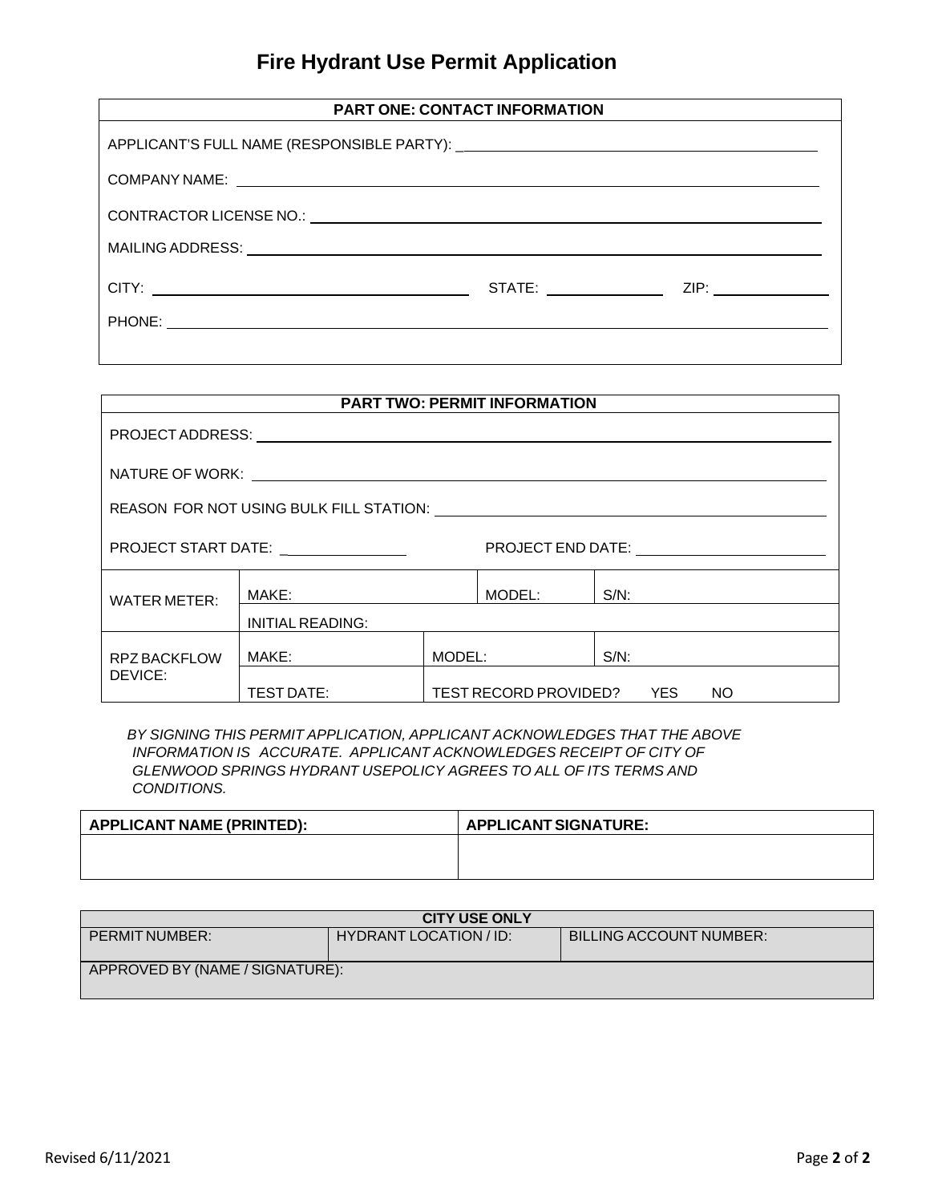# Fire Hydrant Use Permit Application

| PART ONE: CONTACT INFORMATION | | |
|---|---|---|
| APPLICANT'S FULL NAME (RESPONSIBLE PARTY): _ | | |
| COMPANY NAME: | | |
| CONTRACTOR LICENSE NO.: | | |
| MAILING ADDRESS: | | |
| CITY: | STATE: | ZIP: |
| PHONE: | | |

| PART TWO: PERMIT INFORMATION | | | | |
|---|---|---|---|---|
| PROJECT ADDRESS: | | | | |
| NATURE OF WORK: | | | | |
| REASON FOR NOT USING BULK FILL STATION: | | | | |
| PROJECT START DATE: _ | | | PROJECT END DATE: | |
| WATER METER: | MAKE: | | MODEL: | S/N: |
| | INITIAL READING: | | | |
| RPZ BACKFLOW DEVICE: | MAKE: | MODEL: | | S/N: |
| | TEST DATE: | TEST RECORD PROVIDED? YES NO | | |

*BY SIGNING THIS PERMIT APPLICATION, APPLICANT ACKNOWLEDGES THAT THE ABOVE INFORMATION IS ACCURATE. APPLICANT ACKNOWLEDGES RECEIPT OF CITY OF GLENWOOD SPRINGS HYDRANT USEPOLICY AGREES TO ALL OF ITS TERMS AND CONDITIONS.*

| APPLICANT NAME (PRINTED): | APPLICANT SIGNATURE: |
|---|---|
| | |

| CITY USE ONLY | | |
|---|---|---|
| PERMIT NUMBER: | HYDRANT LOCATION / ID: | BILLING ACCOUNT NUMBER: |
| APPROVED BY (NAME / SIGNATURE): | | |

Revised 6/11/2021